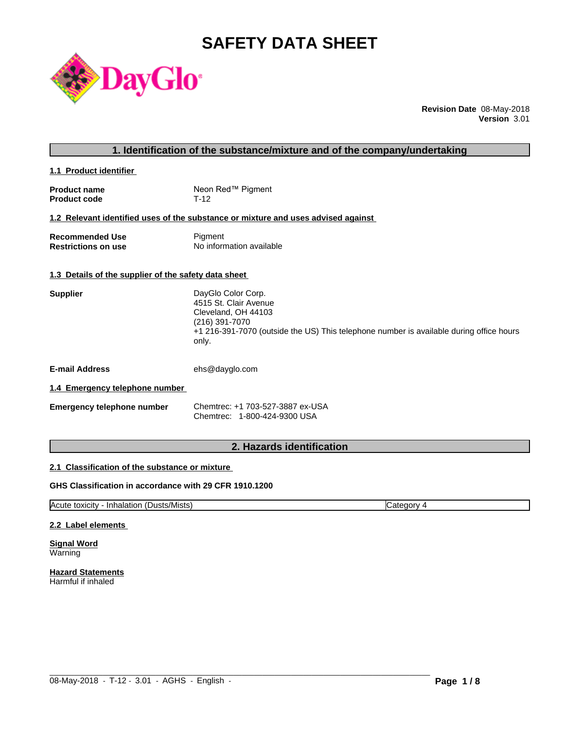# SAFETY DATA SHEET

**Revision Date** 08-May-2018
**Version** 3.01

## 1. Identification of the substance/mixture and of the company/undertaking

### 1.1 Product identifier

**Product name** Neon Red™ Pigment
**Product code** T-12

### 1.2 Relevant identified uses of the substance or mixture and uses advised against

**Recommended Use** Pigment
**Restrictions on use** No information available

### 1.3 Details of the supplier of the safety data sheet

**Supplier**
DayGlo Color Corp.
4515 St. Clair Avenue
Cleveland, OH 44103
(216) 391-7070
+1 216-391-7070 (outside the US) This telephone number is available during office hours only.

**E-mail Address** ehs@dayglo.com

### 1.4 Emergency telephone number

**Emergency telephone number**
Chemtrec: +1 703-527-3887 ex-USA
Chemtrec: 1-800-424-9300 USA

## 2. Hazards identification

### 2.1 Classification of the substance or mixture

**GHS Classification in accordance with 29 CFR 1910.1200**

| Acute toxicity - Inhalation (Dusts/Mists) | Category 4 |
|---|---|

### 2.2 Label elements

**Signal Word**
Warning

**Hazard Statements**
Harmful if inhaled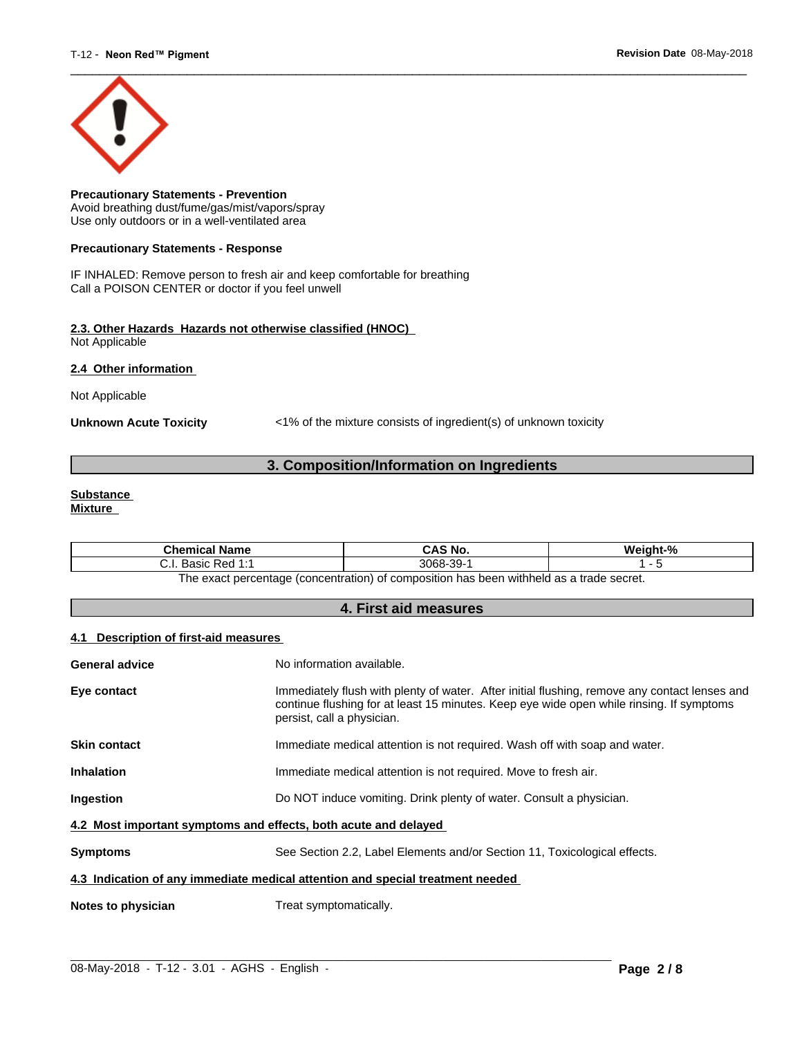**Precautionary Statements - Prevention**
Avoid breathing dust/fume/gas/mist/vapors/spray
Use only outdoors or in a well-ventilated area

**Precautionary Statements - Response**

IF INHALED: Remove person to fresh air and keep comfortable for breathing
Call a POISON CENTER or doctor if you feel unwell

**2.3. Other Hazards Hazards not otherwise classified (HNOC)**
Not Applicable

**2.4 Other information**

Not Applicable

**Unknown Acute Toxicity** <1% of the mixture consists of ingredient(s) of unknown toxicity

## 3. Composition/Information on Ingredients

**Substance**
**Mixture**

| Chemical Name | CAS No. | Weight-% |
|---|---|---|
| C.I. Basic Red 1:1 | 3068-39-1 | 1 - 5 |

The exact percentage (concentration) of composition has been withheld as a trade secret.

## 4. First aid measures

**4.1 Description of first-aid measures**

**General advice** No information available.

**Eye contact** Immediately flush with plenty of water. After initial flushing, remove any contact lenses and continue flushing for at least 15 minutes. Keep eye wide open while rinsing. If symptoms persist, call a physician.

**Skin contact** Immediate medical attention is not required. Wash off with soap and water.

**Inhalation** Immediate medical attention is not required. Move to fresh air.

**Ingestion** Do NOT induce vomiting. Drink plenty of water. Consult a physician.

**4.2 Most important symptoms and effects, both acute and delayed**

**Symptoms** See Section 2.2, Label Elements and/or Section 11, Toxicological effects.

**4.3 Indication of any immediate medical attention and special treatment needed**

**Notes to physician** Treat symptomatically.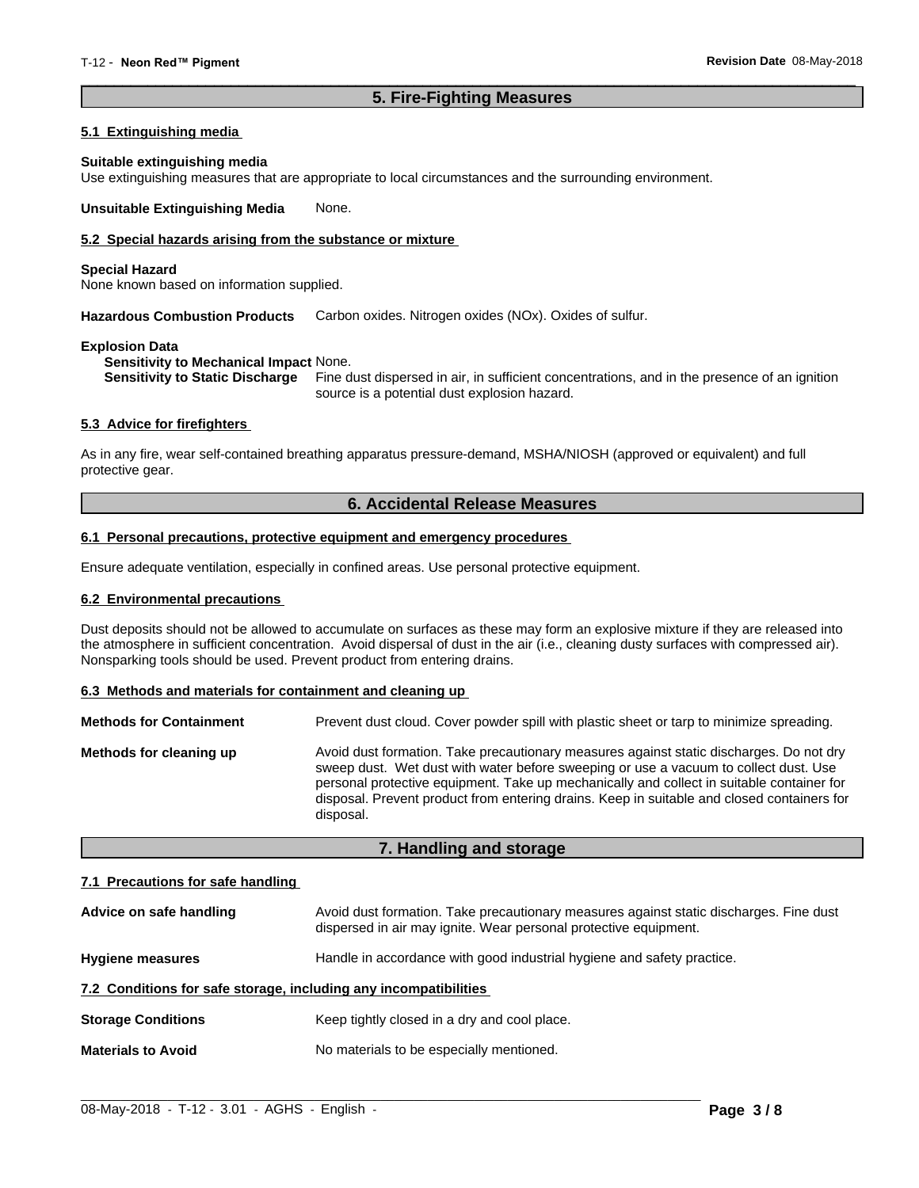## 5. Fire-Fighting Measures

### 5.1 Extinguishing media

**Suitable extinguishing media**
Use extinguishing measures that are appropriate to local circumstances and the surrounding environment.

**Unsuitable Extinguishing Media** None.

### 5.2 Special hazards arising from the substance or mixture

**Special Hazard**
None known based on information supplied.

**Hazardous Combustion Products** Carbon oxides. Nitrogen oxides (NOx). Oxides of sulfur.

**Explosion Data**
**Sensitivity to Mechanical Impact** None.
**Sensitivity to Static Discharge** Fine dust dispersed in air, in sufficient concentrations, and in the presence of an ignition source is a potential dust explosion hazard.

### 5.3 Advice for firefighters

As in any fire, wear self-contained breathing apparatus pressure-demand, MSHA/NIOSH (approved or equivalent) and full protective gear.

## 6. Accidental Release Measures

### 6.1 Personal precautions, protective equipment and emergency procedures

Ensure adequate ventilation, especially in confined areas. Use personal protective equipment.

### 6.2 Environmental precautions

Dust deposits should not be allowed to accumulate on surfaces as these may form an explosive mixture if they are released into the atmosphere in sufficient concentration. Avoid dispersal of dust in the air (i.e., cleaning dusty surfaces with compressed air). Nonsparking tools should be used. Prevent product from entering drains.

### 6.3 Methods and materials for containment and cleaning up

**Methods for Containment** Prevent dust cloud. Cover powder spill with plastic sheet or tarp to minimize spreading.

**Methods for cleaning up** Avoid dust formation. Take precautionary measures against static discharges. Do not dry sweep dust. Wet dust with water before sweeping or use a vacuum to collect dust. Use personal protective equipment. Take up mechanically and collect in suitable container for disposal. Prevent product from entering drains. Keep in suitable and closed containers for disposal.

## 7. Handling and storage

### 7.1 Precautions for safe handling

**Advice on safe handling** Avoid dust formation. Take precautionary measures against static discharges. Fine dust dispersed in air may ignite. Wear personal protective equipment.

**Hygiene measures** Handle in accordance with good industrial hygiene and safety practice.

### 7.2 Conditions for safe storage, including any incompatibilities

**Storage Conditions** Keep tightly closed in a dry and cool place.

**Materials to Avoid** No materials to be especially mentioned.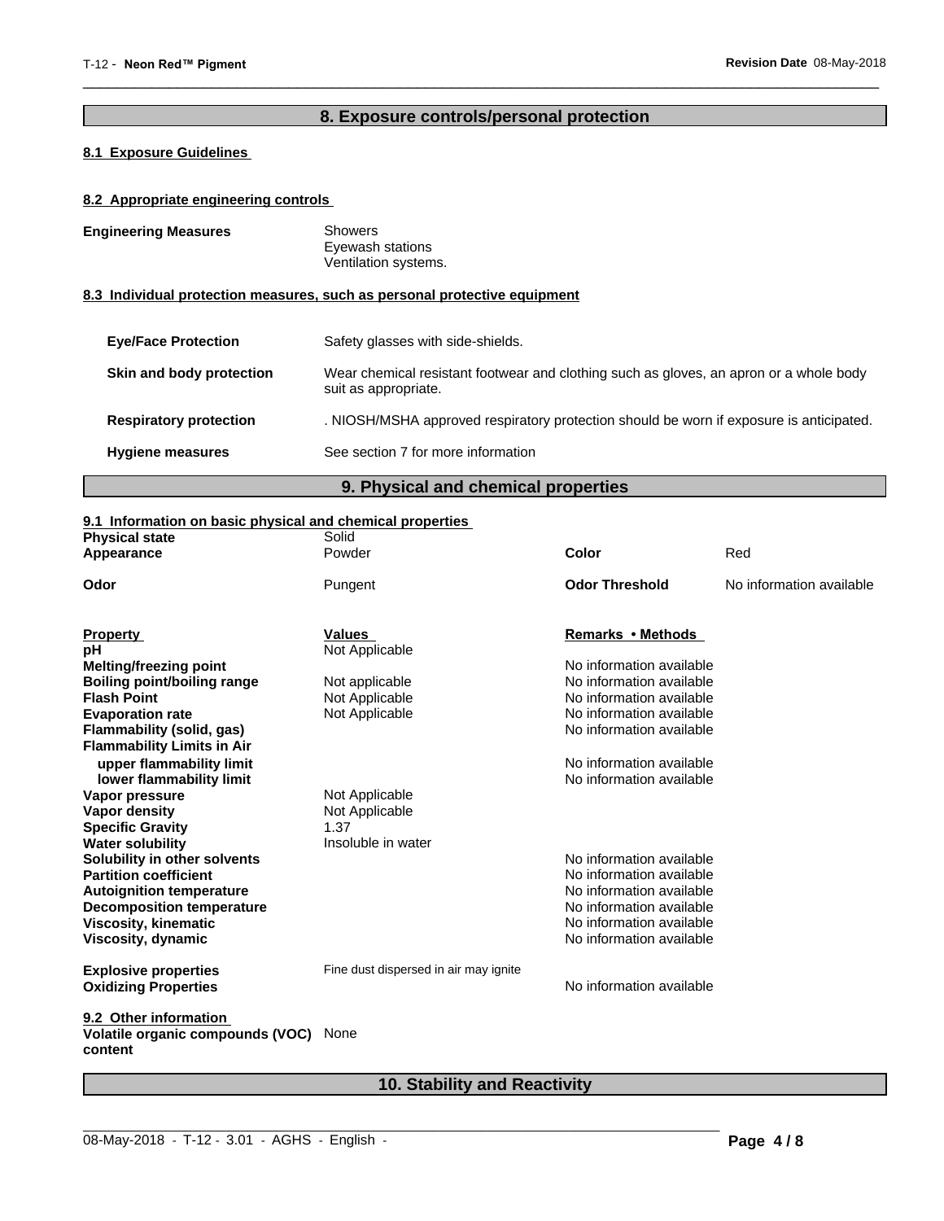## 8. Exposure controls/personal protection

### 8.1 Exposure Guidelines

### 8.2 Appropriate engineering controls

**Engineering Measures**
Showers
Eyewash stations
Ventilation systems.

### 8.3 Individual protection measures, such as personal protective equipment

**Eye/Face Protection** Safety glasses with side-shields.

**Skin and body protection** Wear chemical resistant footwear and clothing such as gloves, an apron or a whole body suit as appropriate.

**Respiratory protection** . NIOSH/MSHA approved respiratory protection should be worn if exposure is anticipated.

**Hygiene measures** See section 7 for more information

## 9. Physical and chemical properties

### 9.1 Information on basic physical and chemical properties

| | | | |
|---|---|---|---|
| **Physical state** | Solid | | |
| **Appearance** | Powder | **Color** | Red |
| **Odor** | Pungent | **Odor Threshold** | No information available |

| **Property** | **Values** | **Remarks • Methods** |
|---|---|---|
| **pH** | Not Applicable | |
| **Melting/freezing point** | | No information available |
| **Boiling point/boiling range** | Not applicable | No information available |
| **Flash Point** | Not Applicable | No information available |
| **Evaporation rate** | Not Applicable | No information available |
| **Flammability (solid, gas)** | | No information available |
| **Flammability Limits in Air** | | |
| **upper flammability limit** | | No information available |
| **lower flammability limit** | | No information available |
| **Vapor pressure** | Not Applicable | |
| **Vapor density** | Not Applicable | |
| **Specific Gravity** | 1.37 | |
| **Water solubility** | Insoluble in water | |
| **Solubility in other solvents** | | No information available |
| **Partition coefficient** | | No information available |
| **Autoignition temperature** | | No information available |
| **Decomposition temperature** | | No information available |
| **Viscosity, kinematic** | | No information available |
| **Viscosity, dynamic** | | No information available |
| **Explosive properties** | Fine dust dispersed in air may ignite | |
| **Oxidizing Properties** | | No information available |

### 9.2 Other information

**Volatile organic compounds (VOC) content** None

## 10. Stability and Reactivity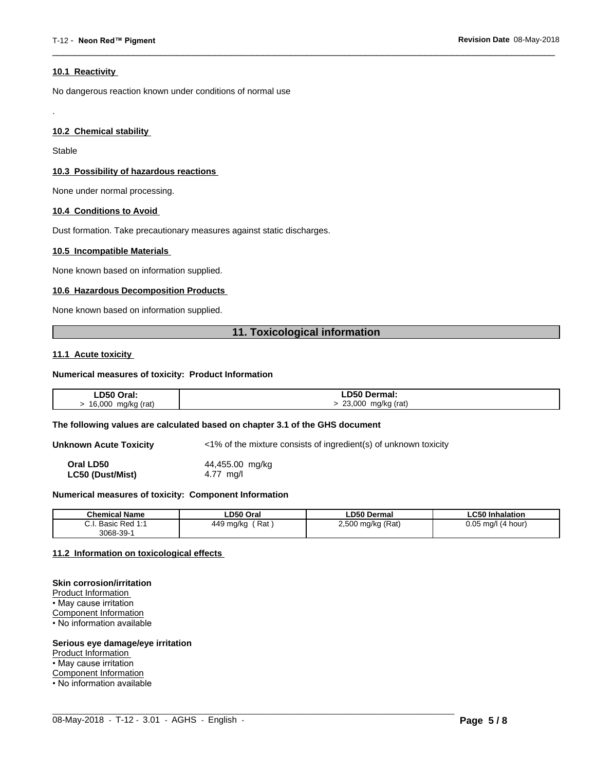### 10.1 Reactivity

No dangerous reaction known under conditions of normal use

.

### 10.2 Chemical stability

Stable

### 10.3 Possibility of hazardous reactions

None under normal processing.

### 10.4 Conditions to Avoid

Dust formation. Take precautionary measures against static discharges.

### 10.5 Incompatible Materials

None known based on information supplied.

### 10.6 Hazardous Decomposition Products

None known based on information supplied.

## 11. Toxicological information

### 11.1 Acute toxicity

**Numerical measures of toxicity: Product Information**

| LD50 Oral: | LD50 Dermal: |
|---|---|
| > 16,000 mg/kg (rat) | > 23,000 mg/kg (rat) |

**The following values are calculated based on chapter 3.1 of the GHS document**

**Unknown Acute Toxicity** <1% of the mixture consists of ingredient(s) of unknown toxicity

**Oral LD50** 44,455.00 mg/kg
**LC50 (Dust/Mist)** 4.77 mg/l

**Numerical measures of toxicity: Component Information**

| Chemical Name | LD50 Oral | LD50 Dermal | LC50 Inhalation |
|---|---|---|---|
| C.I. Basic Red 1:1<br>3068-39-1 | 449 mg/kg ( Rat ) | 2,500 mg/kg (Rat) | 0.05 mg/l (4 hour) |

### 11.2 Information on toxicological effects

**Skin corrosion/irritation**
Product Information
• May cause irritation
Component Information
• No information available

**Serious eye damage/eye irritation**
Product Information
• May cause irritation
Component Information
• No information available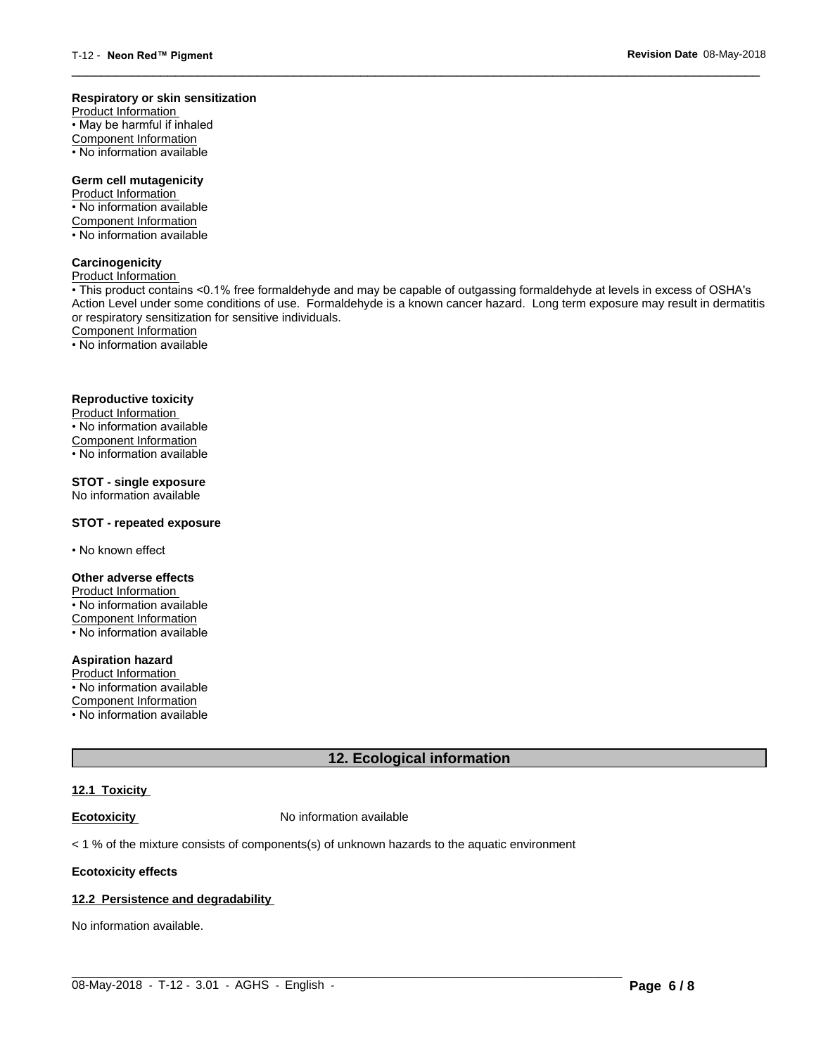**Respiratory or skin sensitization**

Product Information

• May be harmful if inhaled

Component Information

• No information available

**Germ cell mutagenicity**

Product Information

• No information available

Component Information

• No information available

**Carcinogenicity**

Product Information

• This product contains <0.1% free formaldehyde and may be capable of outgassing formaldehyde at levels in excess of OSHA's Action Level under some conditions of use. Formaldehyde is a known cancer hazard. Long term exposure may result in dermatitis or respiratory sensitization for sensitive individuals.

Component Information

• No information available

**Reproductive toxicity**

Product Information

• No information available

Component Information

• No information available

**STOT - single exposure**

No information available

**STOT - repeated exposure**

• No known effect

**Other adverse effects**

Product Information

• No information available

Component Information

• No information available

**Aspiration hazard**

Product Information

• No information available

Component Information

• No information available

## 12. Ecological information

**12.1 Toxicity**

**Ecotoxicity** No information available

< 1 % of the mixture consists of components(s) of unknown hazards to the aquatic environment

**Ecotoxicity effects**

**12.2 Persistence and degradability**

No information available.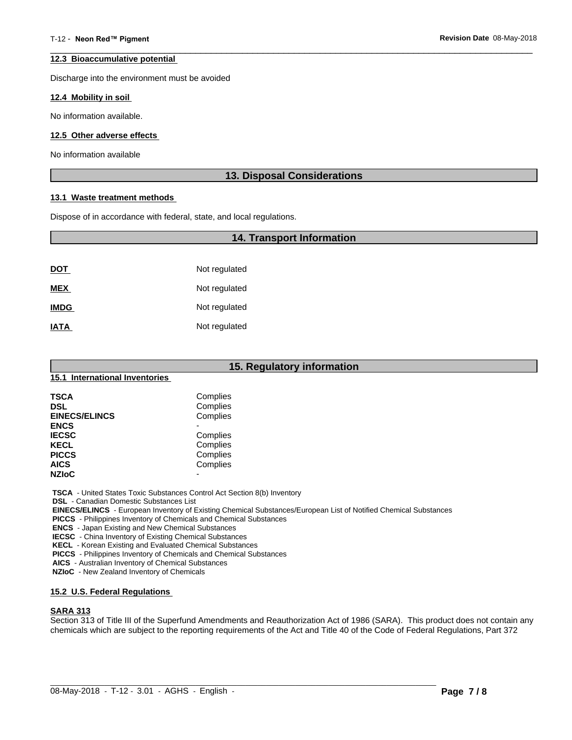#### 12.3 Bioaccumulative potential

Discharge into the environment must be avoided

#### 12.4 Mobility in soil

No information available.

#### 12.5 Other adverse effects

No information available

## 13. Disposal Considerations

#### 13.1 Waste treatment methods

Dispose of in accordance with federal, state, and local regulations.

## 14. Transport Information

| | |
|---|---|
| **DOT** | Not regulated |
| **MEX** | Not regulated |
| **IMDG** | Not regulated |
| **IATA** | Not regulated |

## 15. Regulatory information

#### 15.1 International Inventories

| | |
|---|---|
| **TSCA** | Complies |
| **DSL** | Complies |
| **EINECS/ELINCS** | Complies |
| **ENCS** | - |
| **IECSC** | Complies |
| **KECL** | Complies |
| **PICCS** | Complies |
| **AICS** | Complies |
| **NZIoC** | - |

**TSCA** - United States Toxic Substances Control Act Section 8(b) Inventory
**DSL** - Canadian Domestic Substances List
**EINECS/ELINCS** - European Inventory of Existing Chemical Substances/European List of Notified Chemical Substances
**PICCS** - Philippines Inventory of Chemicals and Chemical Substances
**ENCS** - Japan Existing and New Chemical Substances
**IECSC** - China Inventory of Existing Chemical Substances
**KECL** - Korean Existing and Evaluated Chemical Substances
**PICCS** - Philippines Inventory of Chemicals and Chemical Substances
**AICS** - Australian Inventory of Chemical Substances
**NZIoC** - New Zealand Inventory of Chemicals

#### 15.2 U.S. Federal Regulations

**SARA 313**

Section 313 of Title III of the Superfund Amendments and Reauthorization Act of 1986 (SARA). This product does not contain any chemicals which are subject to the reporting requirements of the Act and Title 40 of the Code of Federal Regulations, Part 372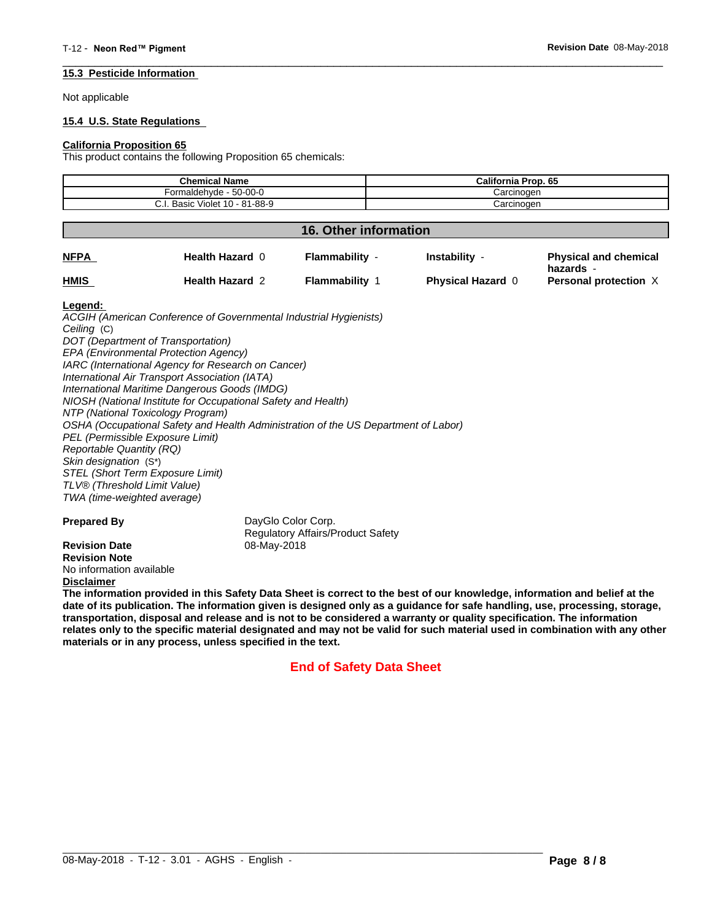### 15.3 Pesticide Information

Not applicable

### 15.4 U.S. State Regulations

**California Proposition 65**

This product contains the following Proposition 65 chemicals:

| Chemical Name | California Prop. 65 |
|---|---|
| Formaldehyde - 50-00-0 | Carcinogen |
| C.I. Basic Violet 10 - 81-88-9 | Carcinogen |

## 16. Other information

| | | | | |
|---|---|---|---|---|
| **NFPA** | **Health Hazard** 0 | **Flammability** - | **Instability** - | **Physical and chemical hazards** - |
| **HMIS** | **Health Hazard** 2 | **Flammability** 1 | **Physical Hazard** 0 | **Personal protection** X |

**Legend:**

*ACGIH (American Conference of Governmental Industrial Hygienists)*
*Ceiling* (C)
*DOT (Department of Transportation)*
*EPA (Environmental Protection Agency)*
*IARC (International Agency for Research on Cancer)*
*International Air Transport Association (IATA)*
*International Maritime Dangerous Goods (IMDG)*
*NIOSH (National Institute for Occupational Safety and Health)*
*NTP (National Toxicology Program)*
*OSHA (Occupational Safety and Health Administration of the US Department of Labor)*
*PEL (Permissible Exposure Limit)*
*Reportable Quantity (RQ)*
*Skin designation* (S*)
*STEL (Short Term Exposure Limit)*
*TLV® (Threshold Limit Value)*
*TWA (time-weighted average)*

**Prepared By** DayGlo Color Corp.
Regulatory Affairs/Product Safety

**Revision Date** 08-May-2018

**Revision Note**

No information available

**Disclaimer**

**The information provided in this Safety Data Sheet is correct to the best of our knowledge, information and belief at the date of its publication. The information given is designed only as a guidance for safe handling, use, processing, storage, transportation, disposal and release and is not to be considered a warranty or quality specification. The information relates only to the specific material designated and may not be valid for such material used in combination with any other materials or in any process, unless specified in the text.**

**End of Safety Data Sheet**